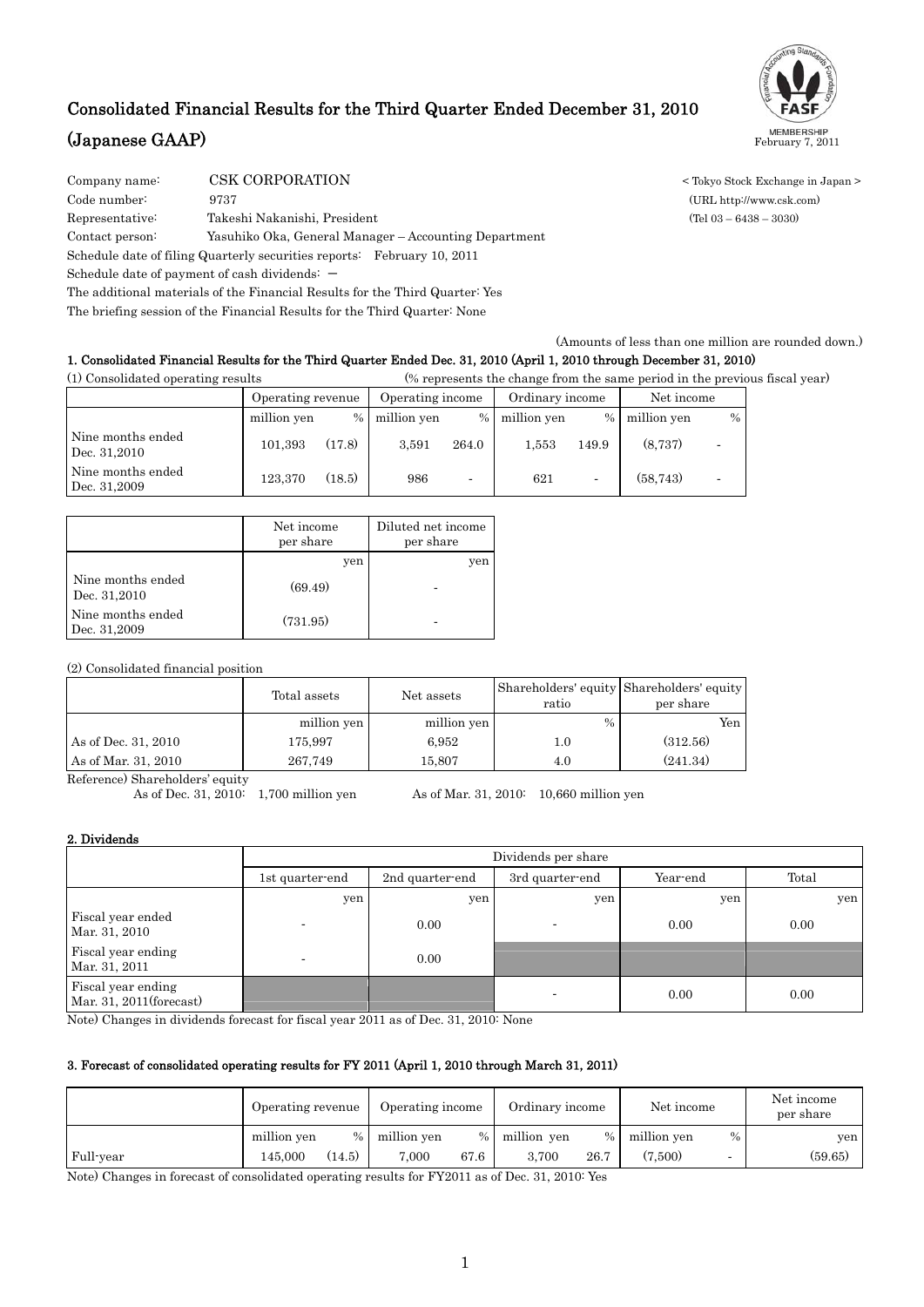# Consolidated Financial Results for the Third Quarter Ended December 31, 2010 (Japanese GAAP)

February 7, 2011

Company name: CSK CORPORATION < Tokyo Stock Exchange in Japan >

Code number: 9737 (URL http://www.csk.com)

Representative: Takeshi Nakanishi, President (Tel 03 – 6438 – 3030)

Contact person: Yasuhiko Oka, General Manager – Accounting Department

Schedule date of filing Quarterly securities reports: February 10, 2011

Schedule date of payment of cash dividends: －

The additional materials of the Financial Results for the Third Quarter: Yes

The briefing session of the Financial Results for the Third Quarter: None

(Amounts of less than one million are rounded down.)

## 1. Consolidated Financial Results for the Third Quarter Ended Dec. 31, 2010 (April 1, 2010 through December 31, 2010)

(1) Consolidated operating results (% represents the change from the same period in the previous fiscal year)

| | Operating revenue | | Operating income | | Ordinary income | | Net income | |
|---|---|---|---|---|---|---|---|---|
| | million yen | % | million yen | % | million yen | % | million yen | % |
| Nine months ended Dec. 31,2010 | 101,393 | (17.8) | 3,591 | 264.0 | 1,553 | 149.9 | (8,737) | - |
| Nine months ended Dec. 31,2009 | 123,370 | (18.5) | 986 | - | 621 | - | (58,743) | - |

| | Net income per share | Diluted net income per share |
|---|---|---|
| | yen | yen |
| Nine months ended Dec. 31,2010 | (69.49) | - |
| Nine months ended Dec. 31,2009 | (731.95) | - |

(2) Consolidated financial position

| | Total assets | Net assets | Shareholders' equity ratio | Shareholders' equity per share |
|---|---|---|---|---|
| | million yen | million yen | % | Yen |
| As of Dec. 31, 2010 | 175,997 | 6,952 | 1.0 | (312.56) |
| As of Mar. 31, 2010 | 267,749 | 15,807 | 4.0 | (241.34) |

Reference) Shareholders' equity
As of Dec. 31, 2010: 1,700 million yen As of Mar. 31, 2010: 10,660 million yen

## 2. Dividends

| | Dividends per share | | | | |
|---|---|---|---|---|---|
| | 1st quarter-end | 2nd quarter-end | 3rd quarter-end | Year-end | Total |
| | yen | yen | yen | yen | yen |
| Fiscal year ended Mar. 31, 2010 | - | 0.00 | - | 0.00 | 0.00 |
| Fiscal year ending Mar. 31, 2011 | - | 0.00 | | | |
| Fiscal year ending Mar. 31, 2011(forecast) | | | - | 0.00 | 0.00 |

Note) Changes in dividends forecast for fiscal year 2011 as of Dec. 31, 2010: None

## 3. Forecast of consolidated operating results for FY 2011 (April 1, 2010 through March 31, 2011)

| | Operating revenue | | Operating income | | Ordinary income | | Net income | | Net income per share |
|---|---|---|---|---|---|---|---|---|---|
| | million yen | % | million yen | % | million yen | % | million yen | % | yen |
| Full-year | 145,000 | (14.5) | 7,000 | 67.6 | 3,700 | 26.7 | (7,500) | - | (59.65) |

Note) Changes in forecast of consolidated operating results for FY2011 as of Dec. 31, 2010: Yes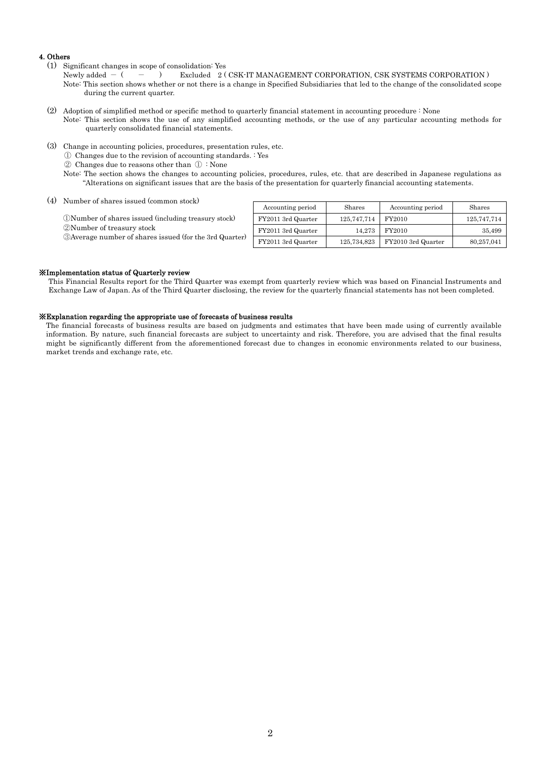#### 4. Others

(1) Significant changes in scope of consolidation: Yes

Newly added − ( − ) Excluded 2 ( CSK-IT MANAGEMENT CORPORATION, CSK SYSTEMS CORPORATION )

Note: This section shows whether or not there is a change in Specified Subsidiaries that led to the change of the consolidated scope during the current quarter.

(2) Adoption of simplified method or specific method to quarterly financial statement in accounting procedure : None

Note: This section shows the use of any simplified accounting methods, or the use of any particular accounting methods for quarterly consolidated financial statements.

(3) Change in accounting policies, procedures, presentation rules, etc.

① Changes due to the revision of accounting standards. : Yes

② Changes due to reasons other than ① : None

Note: The section shows the changes to accounting policies, procedures, rules, etc. that are described in Japanese regulations as "Alterations on significant issues that are the basis of the presentation for quarterly financial accounting statements.

(4) Number of shares issued (common stock)

| | Accounting period | Shares | Accounting period | Shares |
|---|---|---|---|---|
| ①Number of shares issued (including treasury stock) | FY2011 3rd Quarter | 125,747,714 | FY2010 | 125,747,714 |
| ②Number of treasury stock | FY2011 3rd Quarter | 14,273 | FY2010 | 35,499 |
| ③Average number of shares issued (for the 3rd Quarter) | FY2011 3rd Quarter | 125,734,823 | FY2010 3rd Quarter | 80,257,041 |

**※Implementation status of Quarterly review**

This Financial Results report for the Third Quarter was exempt from quarterly review which was based on Financial Instruments and Exchange Law of Japan. As of the Third Quarter disclosing, the review for the quarterly financial statements has not been completed.

**※Explanation regarding the appropriate use of forecasts of business results**

The financial forecasts of business results are based on judgments and estimates that have been made using of currently available information. By nature, such financial forecasts are subject to uncertainty and risk. Therefore, you are advised that the final results might be significantly different from the aforementioned forecast due to changes in economic environments related to our business, market trends and exchange rate, etc.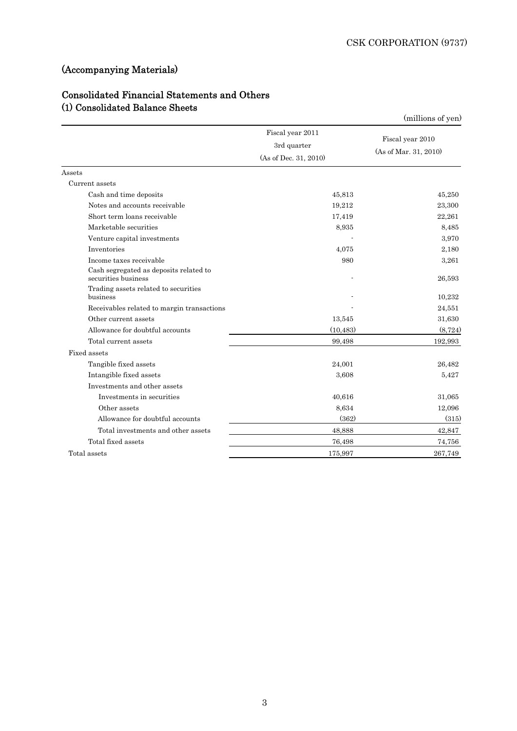# (Accompanying Materials)

## Consolidated Financial Statements and Others

### (1) Consolidated Balance Sheets

(millions of yen)

| | Fiscal year 2011 3rd quarter (As of Dec. 31, 2010) | Fiscal year 2010 (As of Mar. 31, 2010) |
|---|---|---|
| Assets | | |
| Current assets | | |
| Cash and time deposits | 45,813 | 45,250 |
| Notes and accounts receivable | 19,212 | 23,300 |
| Short term loans receivable | 17,419 | 22,261 |
| Marketable securities | 8,935 | 8,485 |
| Venture capital investments | - | 3,970 |
| Inventories | 4,075 | 2,180 |
| Income taxes receivable | 980 | 3,261 |
| Cash segregated as deposits related to securities business | - | 26,593 |
| Trading assets related to securities business | - | 10,232 |
| Receivables related to margin transactions | - | 24,551 |
| Other current assets | 13,545 | 31,630 |
| Allowance for doubtful accounts | (10,483) | (8,724) |
| Total current assets | 99,498 | 192,993 |
| Fixed assets | | |
| Tangible fixed assets | 24,001 | 26,482 |
| Intangible fixed assets | 3,608 | 5,427 |
| Investments and other assets | | |
| Investments in securities | 40,616 | 31,065 |
| Other assets | 8,634 | 12,096 |
| Allowance for doubtful accounts | (362) | (315) |
| Total investments and other assets | 48,888 | 42,847 |
| Total fixed assets | 76,498 | 74,756 |
| Total assets | 175,997 | 267,749 |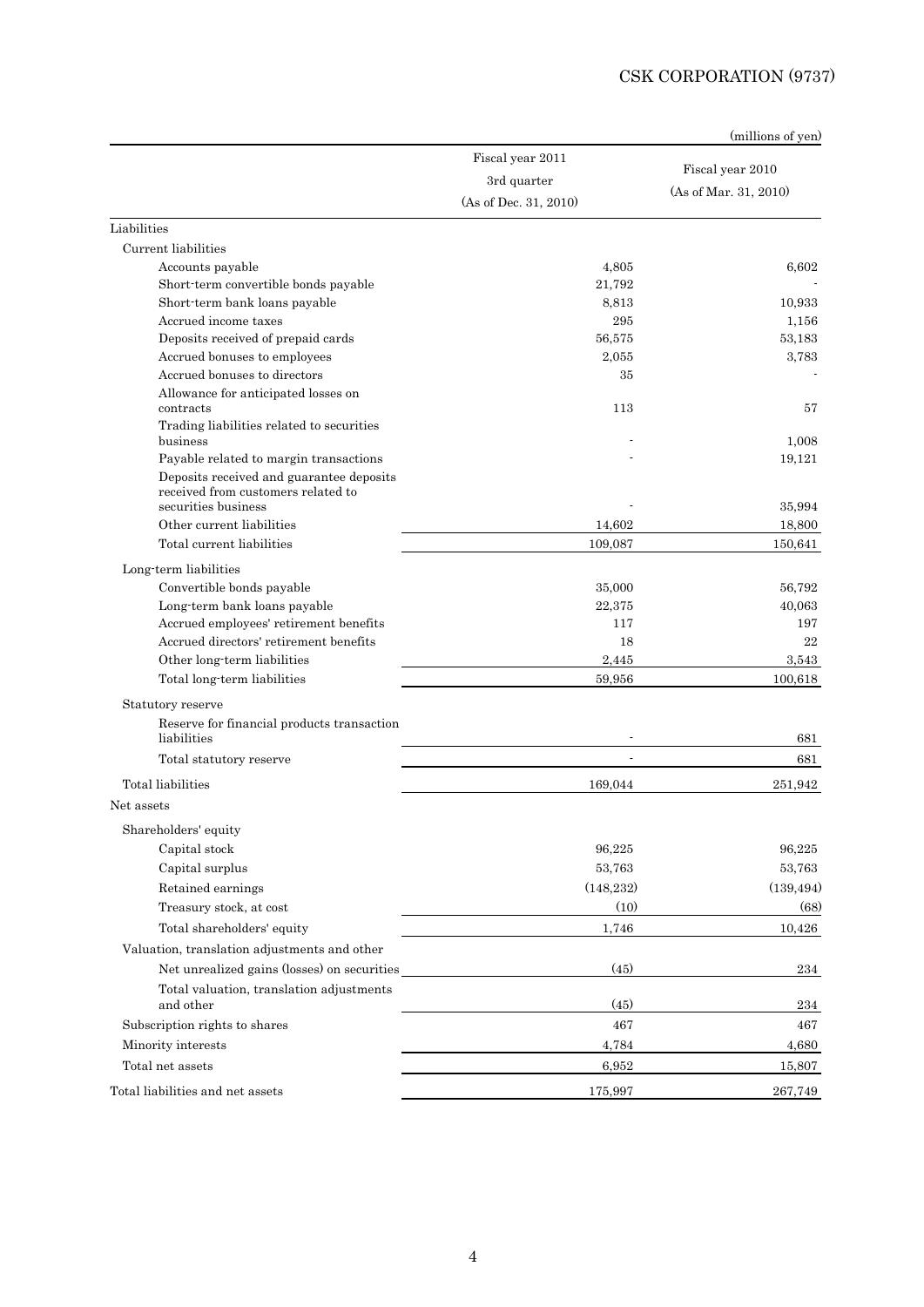CSK CORPORATION (9737)

(millions of yen)

| | Fiscal year 2011 3rd quarter (As of Dec. 31, 2010) | Fiscal year 2010 (As of Mar. 31, 2010) |
|---|---|---|
| Liabilities | | |
| Current liabilities | | |
| Accounts payable | 4,805 | 6,602 |
| Short-term convertible bonds payable | 21,792 | - |
| Short-term bank loans payable | 8,813 | 10,933 |
| Accrued income taxes | 295 | 1,156 |
| Deposits received of prepaid cards | 56,575 | 53,183 |
| Accrued bonuses to employees | 2,055 | 3,783 |
| Accrued bonuses to directors | 35 | - |
| Allowance for anticipated losses on contracts | 113 | 57 |
| Trading liabilities related to securities business | - | 1,008 |
| Payable related to margin transactions | - | 19,121 |
| Deposits received and guarantee deposits received from customers related to securities business | - | 35,994 |
| Other current liabilities | 14,602 | 18,800 |
| Total current liabilities | 109,087 | 150,641 |
| Long-term liabilities | | |
| Convertible bonds payable | 35,000 | 56,792 |
| Long-term bank loans payable | 22,375 | 40,063 |
| Accrued employees' retirement benefits | 117 | 197 |
| Accrued directors' retirement benefits | 18 | 22 |
| Other long-term liabilities | 2,445 | 3,543 |
| Total long-term liabilities | 59,956 | 100,618 |
| Statutory reserve | | |
| Reserve for financial products transaction liabilities | - | 681 |
| Total statutory reserve | - | 681 |
| Total liabilities | 169,044 | 251,942 |
| Net assets | | |
| Shareholders' equity | | |
| Capital stock | 96,225 | 96,225 |
| Capital surplus | 53,763 | 53,763 |
| Retained earnings | (148,232) | (139,494) |
| Treasury stock, at cost | (10) | (68) |
| Total shareholders' equity | 1,746 | 10,426 |
| Valuation, translation adjustments and other | | |
| Net unrealized gains (losses) on securities | (45) | 234 |
| Total valuation, translation adjustments and other | (45) | 234 |
| Subscription rights to shares | 467 | 467 |
| Minority interests | 4,784 | 4,680 |
| Total net assets | 6,952 | 15,807 |
| Total liabilities and net assets | 175,997 | 267,749 |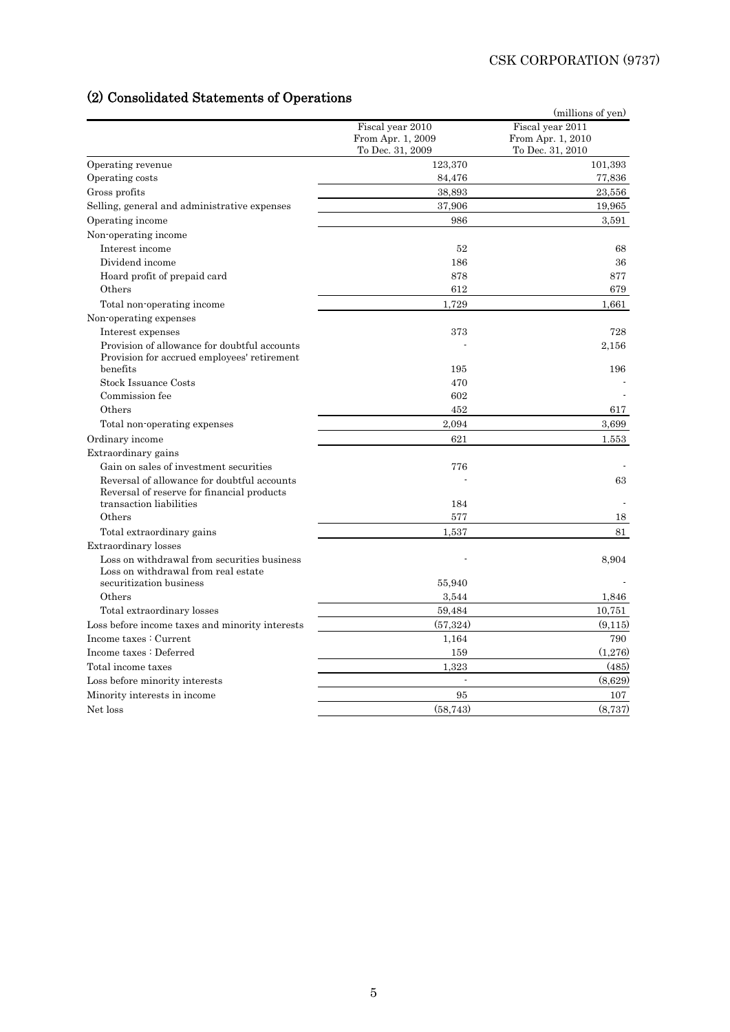## (2) Consolidated Statements of Operations

(millions of yen)

| | Fiscal year 2010<br>From Apr. 1, 2009<br>To Dec. 31, 2009 | Fiscal year 2011<br>From Apr. 1, 2010<br>To Dec. 31, 2010 |
|---|---|---|
| Operating revenue | 123,370 | 101,393 |
| Operating costs | 84,476 | 77,836 |
| Gross profits | 38,893 | 23,556 |
| Selling, general and administrative expenses | 37,906 | 19,965 |
| Operating income | 986 | 3,591 |
| Non-operating income | | |
| Interest income | 52 | 68 |
| Dividend income | 186 | 36 |
| Hoard profit of prepaid card | 878 | 877 |
| Others | 612 | 679 |
| Total non-operating income | 1,729 | 1,661 |
| Non-operating expenses | | |
| Interest expenses | 373 | 728 |
| Provision of allowance for doubtful accounts | - | 2,156 |
| Provision for accrued employees' retirement benefits | 195 | 196 |
| Stock Issuance Costs | 470 | - |
| Commission fee | 602 | - |
| Others | 452 | 617 |
| Total non-operating expenses | 2,094 | 3,699 |
| Ordinary income | 621 | 1,553 |
| Extraordinary gains | | |
| Gain on sales of investment securities | 776 | - |
| Reversal of allowance for doubtful accounts | - | 63 |
| Reversal of reserve for financial products transaction liabilities | 184 | - |
| Others | 577 | 18 |
| Total extraordinary gains | 1,537 | 81 |
| Extraordinary losses | | |
| Loss on withdrawal from securities business | - | 8,904 |
| Loss on withdrawal from real estate securitization business | 55,940 | - |
| Others | 3,544 | 1,846 |
| Total extraordinary losses | 59,484 | 10,751 |
| Loss before income taxes and minority interests | (57,324) | (9,115) |
| Income taxes : Current | 1,164 | 790 |
| Income taxes : Deferred | 159 | (1,276) |
| Total income taxes | 1,323 | (485) |
| Loss before minority interests | - | (8,629) |
| Minority interests in income | 95 | 107 |
| Net loss | (58,743) | (8,737) |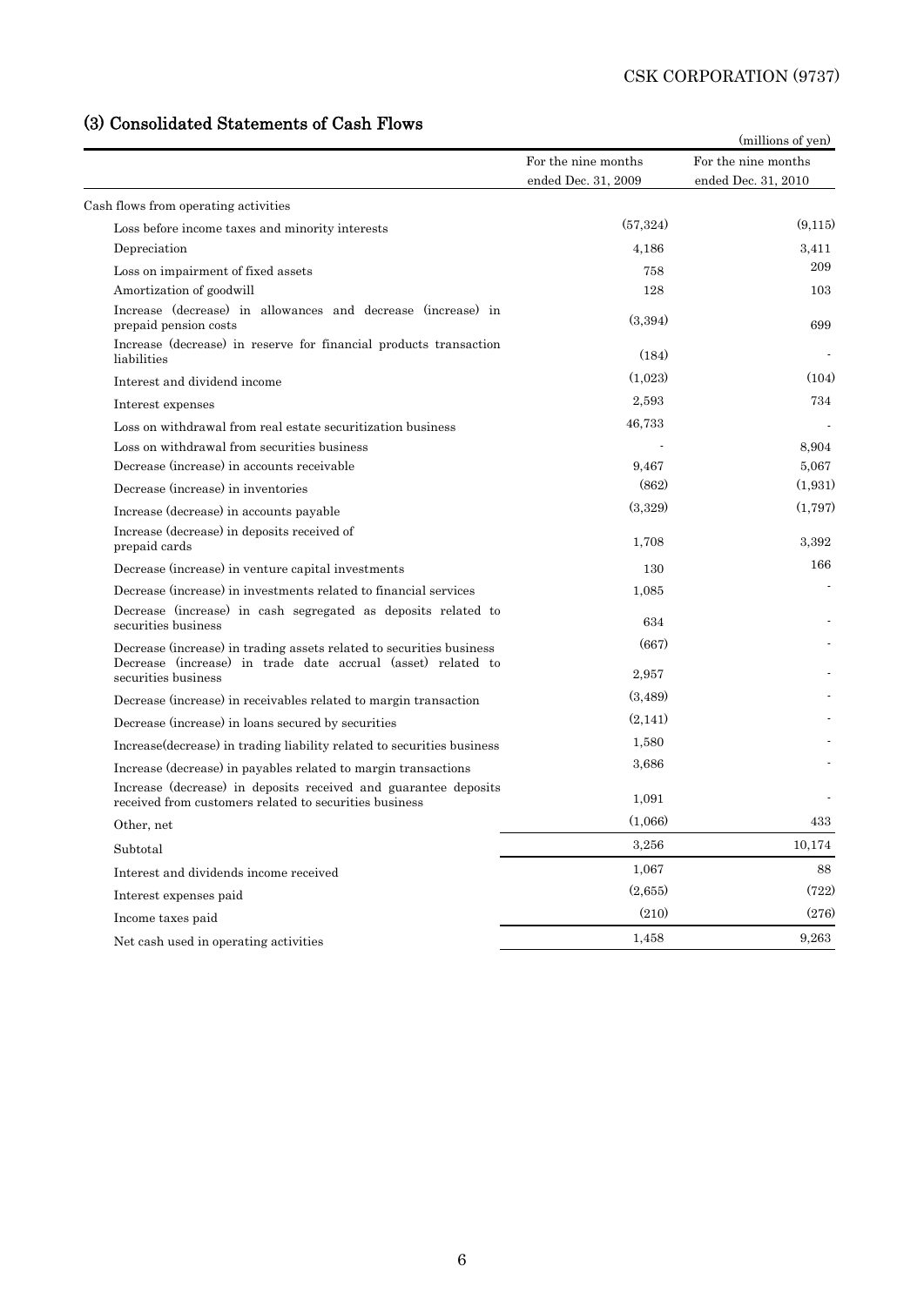## (3) Consolidated Statements of Cash Flows

(millions of yen)

| | For the nine months ended Dec. 31, 2009 | For the nine months ended Dec. 31, 2010 |
|---|---|---|
| Cash flows from operating activities | | |
| Loss before income taxes and minority interests | (57,324) | (9,115) |
| Depreciation | 4,186 | 3,411 |
| Loss on impairment of fixed assets | 758 | 209 |
| Amortization of goodwill | 128 | 103 |
| Increase (decrease) in allowances and decrease (increase) in prepaid pension costs | (3,394) | 699 |
| Increase (decrease) in reserve for financial products transaction liabilities | (184) | - |
| Interest and dividend income | (1,023) | (104) |
| Interest expenses | 2,593 | 734 |
| Loss on withdrawal from real estate securitization business | 46,733 | - |
| Loss on withdrawal from securities business | - | 8,904 |
| Decrease (increase) in accounts receivable | 9,467 | 5,067 |
| Decrease (increase) in inventories | (862) | (1,931) |
| Increase (decrease) in accounts payable | (3,329) | (1,797) |
| Increase (decrease) in deposits received of prepaid cards | 1,708 | 3,392 |
| Decrease (increase) in venture capital investments | 130 | 166 |
| Decrease (increase) in investments related to financial services | 1,085 | - |
| Decrease (increase) in cash segregated as deposits related to securities business | 634 | - |
| Decrease (increase) in trading assets related to securities business | (667) | - |
| Decrease (increase) in trade date accrual (asset) related to securities business | 2,957 | - |
| Decrease (increase) in receivables related to margin transaction | (3,489) | - |
| Decrease (increase) in loans secured by securities | (2,141) | - |
| Increase(decrease) in trading liability related to securities business | 1,580 | - |
| Increase (decrease) in payables related to margin transactions | 3,686 | - |
| Increase (decrease) in deposits received and guarantee deposits received from customers related to securities business | 1,091 | - |
| Other, net | (1,066) | 433 |
| Subtotal | 3,256 | 10,174 |
| Interest and dividends income received | 1,067 | 88 |
| Interest expenses paid | (2,655) | (722) |
| Income taxes paid | (210) | (276) |
| Net cash used in operating activities | 1,458 | 9,263 |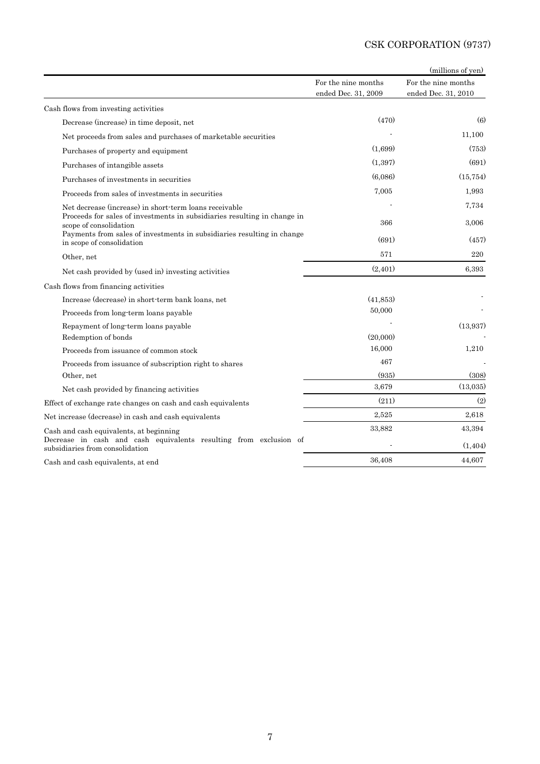(millions of yen)

| | For the nine months ended Dec. 31, 2009 | For the nine months ended Dec. 31, 2010 |
|---|---|---|
| Cash flows from investing activities | | |
| Decrease (increase) in time deposit, net | (470) | (6) |
| Net proceeds from sales and purchases of marketable securities | - | 11,100 |
| Purchases of property and equipment | (1,699) | (753) |
| Purchases of intangible assets | (1,397) | (691) |
| Purchases of investments in securities | (6,086) | (15,754) |
| Proceeds from sales of investments in securities | 7,005 | 1,993 |
| Net decrease (increase) in short-term loans receivable | - | 7,734 |
| Proceeds for sales of investments in subsidiaries resulting in change in scope of consolidation | 366 | 3,006 |
| Payments from sales of investments in subsidiaries resulting in change in scope of consolidation | (691) | (457) |
| Other, net | 571 | 220 |
| Net cash provided by (used in) investing activities | (2,401) | 6,393 |
| Cash flows from financing activities | | |
| Increase (decrease) in short-term bank loans, net | (41,853) | - |
| Proceeds from long-term loans payable | 50,000 | - |
| Repayment of long-term loans payable | - | (13,937) |
| Redemption of bonds | (20,000) | - |
| Proceeds from issuance of common stock | 16,000 | 1,210 |
| Proceeds from issuance of subscription right to shares | 467 | - |
| Other, net | (935) | (308) |
| Net cash provided by financing activities | 3,679 | (13,035) |
| Effect of exchange rate changes on cash and cash equivalents | (211) | (2) |
| Net increase (decrease) in cash and cash equivalents | 2,525 | 2,618 |
| Cash and cash equivalents, at beginning | 33,882 | 43,394 |
| Decrease in cash and cash equivalents resulting from exclusion of subsidiaries from consolidation | - | (1,404) |
| Cash and cash equivalents, at end | 36,408 | 44,607 |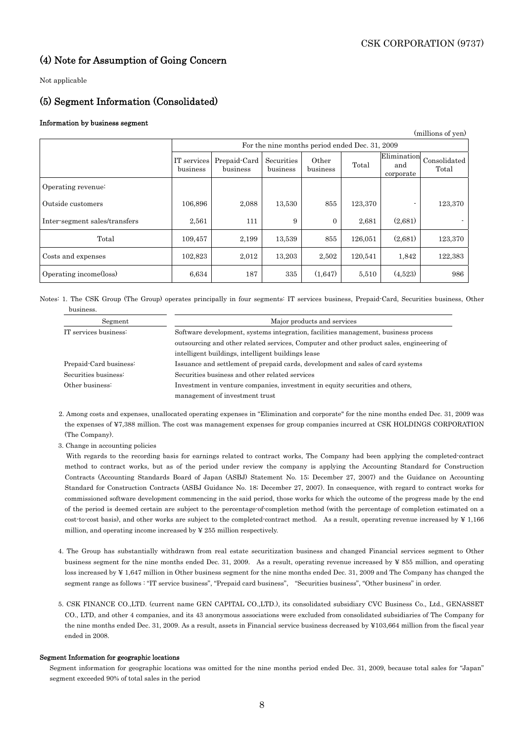## (4) Note for Assumption of Going Concern

Not applicable

## (5) Segment Information (Consolidated)

#### Information by business segment

(millions of yen)

| | For the nine months period ended Dec. 31, 2009 | | | | | | |
|---|---|---|---|---|---|---|---|
| | IT services business | Prepaid-Card business | Securities business | Other business | Total | Elimination and corporate | Consolidated Total |
| Operating revenue: | | | | | | | |
| Outside customers | 106,896 | 2,088 | 13,530 | 855 | 123,370 | - | 123,370 |
| Inter-segment sales/transfers | 2,561 | 111 | 9 | 0 | 2,681 | (2,681) | - |
| Total | 109,457 | 2,199 | 13,539 | 855 | 126,051 | (2,681) | 123,370 |
| Costs and expenses | 102,823 | 2,012 | 13,203 | 2,502 | 120,541 | 1,842 | 122,383 |
| Operating income(loss) | 6,634 | 187 | 335 | (1,647) | 5,510 | (4,523) | 986 |

Notes: 1. The CSK Group (The Group) operates principally in four segments: IT services business, Prepaid-Card, Securities business, Other business.

| Segment | Major products and services |
|---|---|
| IT services business: | Software development, systems integration, facilities management, business process outsourcing and other related services, Computer and other product sales, engineering of intelligent buildings, intelligent buildings lease |
| Prepaid-Card business: | Issuance and settlement of prepaid cards, development and sales of card systems |
| Securities business: | Securities business and other related services |
| Other business: | Investment in venture companies, investment in equity securities and others, management of investment trust |

2. Among costs and expenses, unallocated operating expenses in "Elimination and corporate" for the nine months ended Dec. 31, 2009 was the expenses of ¥7,388 million. The cost was management expenses for group companies incurred at CSK HOLDINGS CORPORATION (The Company).

3. Change in accounting policies

With regards to the recording basis for earnings related to contract works, The Company had been applying the completed-contract method to contract works, but as of the period under review the company is applying the Accounting Standard for Construction Contracts (Accounting Standards Board of Japan (ASBJ) Statement No. 15; December 27, 2007) and the Guidance on Accounting Standard for Construction Contracts (ASBJ Guidance No. 18; December 27, 2007). In consequence, with regard to contract works for commissioned software development commencing in the said period, those works for which the outcome of the progress made by the end of the period is deemed certain are subject to the percentage-of-completion method (with the percentage of completion estimated on a cost-to-cost basis), and other works are subject to the completed-contract method. As a result, operating revenue increased by ¥ 1,166 million, and operating income increased by ¥ 255 million respectively.

4. The Group has substantially withdrawn from real estate securitization business and changed Financial services segment to Other business segment for the nine months ended Dec. 31, 2009. As a result, operating revenue increased by ¥ 855 million, and operating loss increased by ¥ 1,647 million in Other business segment for the nine months ended Dec. 31, 2009 and The Company has changed the segment range as follows : "IT service business", "Prepaid card business", "Securities business", "Other business" in order.

5. CSK FINANCE CO.,LTD. (current name GEN CAPITAL CO.,LTD.), its consolidated subsidiary CVC Business Co., Ltd., GENASSET CO., LTD, and other 4 companies, and its 43 anonymous associations were excluded from consolidated subsidiaries of The Company for the nine months ended Dec. 31, 2009. As a result, assets in Financial service business decreased by ¥103,664 million from the fiscal year ended in 2008.

#### Segment Information for geographic locations

Segment information for geographic locations was omitted for the nine months period ended Dec. 31, 2009, because total sales for "Japan" segment exceeded 90% of total sales in the period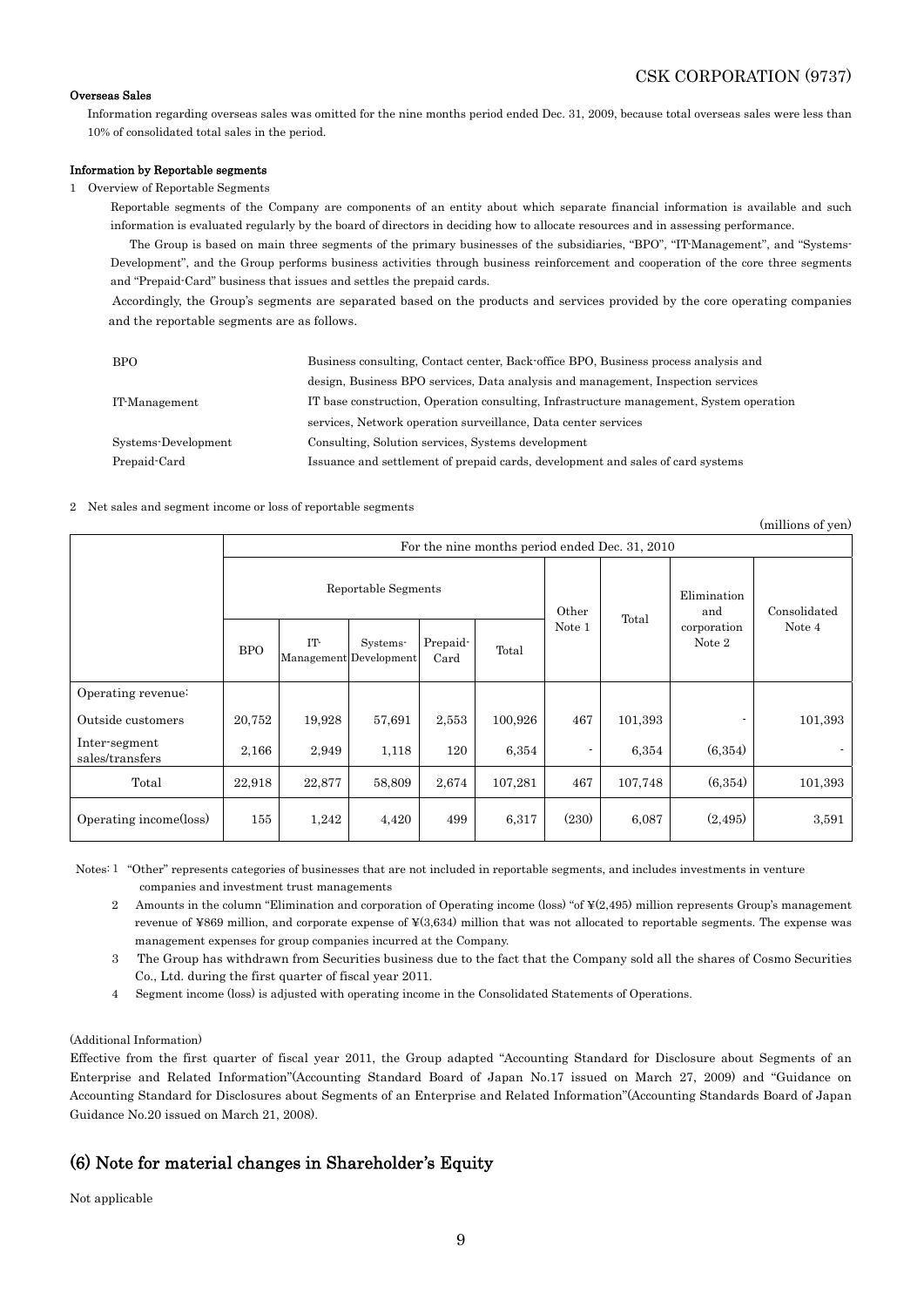#### Overseas Sales

Information regarding overseas sales was omitted for the nine months period ended Dec. 31, 2009, because total overseas sales were less than 10% of consolidated total sales in the period.

#### Information by Reportable segments

1 Overview of Reportable Segments

Reportable segments of the Company are components of an entity about which separate financial information is available and such information is evaluated regularly by the board of directors in deciding how to allocate resources and in assessing performance.

The Group is based on main three segments of the primary businesses of the subsidiaries, "BPO", "IT-Management", and "Systems-Development", and the Group performs business activities through business reinforcement and cooperation of the core three segments and "Prepaid-Card" business that issues and settles the prepaid cards.

Accordingly, the Group's segments are separated based on the products and services provided by the core operating companies and the reportable segments are as follows.

| | |
|---|---|
| BPO | Business consulting, Contact center, Back-office BPO, Business process analysis and design, Business BPO services, Data analysis and management, Inspection services |
| IT-Management | IT base construction, Operation consulting, Infrastructure management, System operation services, Network operation surveillance, Data center services |
| Systems-Development | Consulting, Solution services, Systems development |
| Prepaid-Card | Issuance and settlement of prepaid cards, development and sales of card systems |

2 Net sales and segment income or loss of reportable segments

(millions of yen)

| | For the nine months period ended Dec. 31, 2010 | | | | | | | | |
|---|---|---|---|---|---|---|---|---|---|
| | Reportable Segments | | | | | Other Note 1 | Total | Elimination and corporation Note 2 | Consolidated Note 4 |
| | BPO | IT-Management | Systems-Development | Prepaid-Card | Total | | | | |
| Operating revenue: | | | | | | | | | |
| Outside customers | 20,752 | 19,928 | 57,691 | 2,553 | 100,926 | 467 | 101,393 | - | 101,393 |
| Inter-segment sales/transfers | 2,166 | 2,949 | 1,118 | 120 | 6,354 | - | 6,354 | (6,354) | - |
| Total | 22,918 | 22,877 | 58,809 | 2,674 | 107,281 | 467 | 107,748 | (6,354) | 101,393 |
| Operating income(loss) | 155 | 1,242 | 4,420 | 499 | 6,317 | (230) | 6,087 | (2,495) | 3,591 |

Notes: 1 "Other" represents categories of businesses that are not included in reportable segments, and includes investments in venture companies and investment trust managements

2 Amounts in the column "Elimination and corporation of Operating income (loss) "of ¥(2,495) million represents Group's management revenue of ¥869 million, and corporate expense of ¥(3,634) million that was not allocated to reportable segments. The expense was management expenses for group companies incurred at the Company.

3 The Group has withdrawn from Securities business due to the fact that the Company sold all the shares of Cosmo Securities Co., Ltd. during the first quarter of fiscal year 2011.

4 Segment income (loss) is adjusted with operating income in the Consolidated Statements of Operations.

(Additional Information)

Effective from the first quarter of fiscal year 2011, the Group adapted "Accounting Standard for Disclosure about Segments of an Enterprise and Related Information"(Accounting Standard Board of Japan No.17 issued on March 27, 2009) and "Guidance on Accounting Standard for Disclosures about Segments of an Enterprise and Related Information"(Accounting Standards Board of Japan Guidance No.20 issued on March 21, 2008).

## (6) Note for material changes in Shareholder's Equity

Not applicable